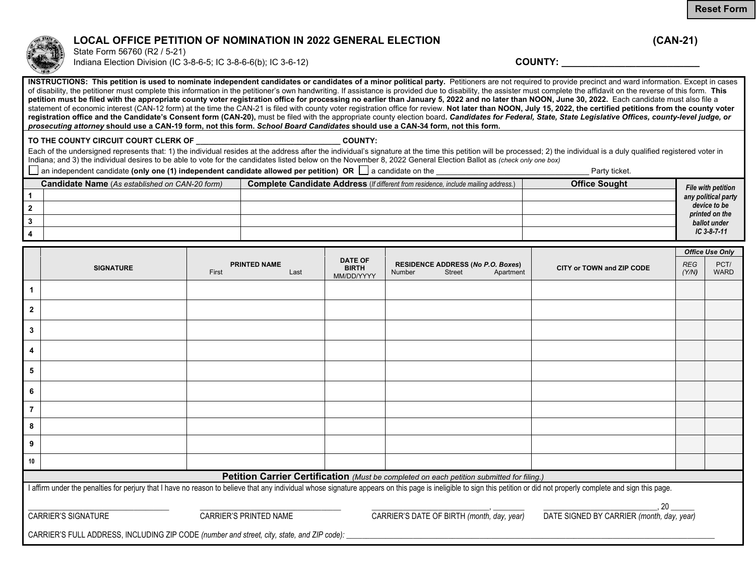# LOCAL OFFICE PETITION OF NOMINATION IN 2022 GENERAL ELECTION (CAN-21)

State Form 56760 (R2 / 5-21)
Indiana Election Division (IC 3-8-6-5; IC 3-8-6-6(b); IC 3-6-12)

**COUNTY:** ___________________________

**INSTRUCTIONS: This petition is used to nominate independent candidates or candidates of a minor political party.** Petitioners are not required to provide precinct and ward information. Except in cases of disability, the petitioner must complete this information in the petitioner's own handwriting. If assistance is provided due to disability, the assister must complete the affidavit on the reverse of this form. **This petition must be filed with the appropriate county voter registration office for processing no earlier than January 5, 2022 and no later than NOON, June 30, 2022.** Each candidate must also file a statement of economic interest (CAN-12 form) at the time the CAN-21 is filed with county voter registration office for review. **Not later than NOON, July 15, 2022, the certified petitions from the county voter registration office and the Candidate's Consent form (CAN-20),** must be filed with the appropriate county election board**.** ***Candidates for Federal, State, State Legislative Offices, county-level judge, or prosecuting attorney*** **should use a CAN-19 form, not this form.** ***School Board Candidates*** **should use a CAN-34 form, not this form.**

**TO THE COUNTY CIRCUIT COURT CLERK OF ___________________________________ COUNTY:**

Each of the undersigned represents that: 1) the individual resides at the address after the individual's signature at the time this petition will be processed; 2) the individual is a duly qualified registered voter in Indiana; and 3) the individual desires to be able to vote for the candidates listed below on the November 8, 2022 General Election Ballot as *(check only one box)*

☐ an independent candidate **(only one (1) independent candidate allowed per petition) OR** ☐ a candidate on the _____________________________________ Party ticket.

| | **Candidate Name** *(As established on CAN-20 form)* | **Complete Candidate Address** *(If different from residence, include mailing address.)* | **Office Sought** | ***File with petition any political party device to be printed on the ballot under IC 3-8-7-11*** |
|---|---|---|---|---|
| 1 | | | | |
| 2 | | | | |
| 3 | | | | |
| 4 | | | | |

| | SIGNATURE | PRINTED NAME First Last | DATE OF BIRTH MM/DD/YYYY | RESIDENCE ADDRESS (*No P.O. Boxes*) Number Street Apartment | CITY or TOWN and ZIP CODE | *Office Use Only* REG (Y/N) | *Office Use Only* PCT/ WARD |
|---|---|---|---|---|---|---|---|
| 1 | | | | | | | |
| 2 | | | | | | | |
| 3 | | | | | | | |
| 4 | | | | | | | |
| 5 | | | | | | | |
| 6 | | | | | | | |
| 7 | | | | | | | |
| 8 | | | | | | | |
| 9 | | | | | | | |
| 10 | | | | | | | |

## Petition Carrier Certification *(Must be completed on each petition submitted for filing.)*

I affirm under the penalties for perjury that I have no reason to believe that any individual whose signature appears on this page is ineligible to sign this petition or did not properly complete and sign this page.

_________________________________ CARRIER'S SIGNATURE

_________________________________ CARRIER'S PRINTED NAME

_____________________________, ________ CARRIER'S DATE OF BIRTH *(month, day, year)*

_____________________________, 20 ______ DATE SIGNED BY CARRIER *(month, day, year)*

CARRIER'S FULL ADDRESS, INCLUDING ZIP CODE *(number and street, city, state, and ZIP code)*: _______________________________________________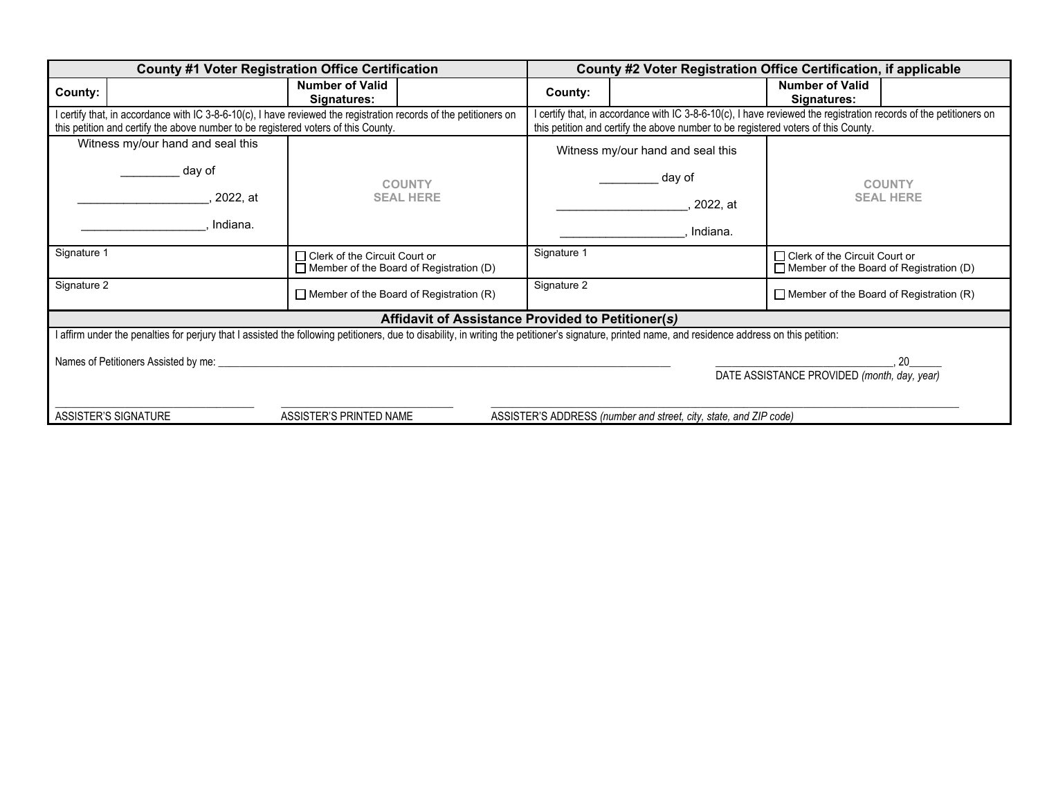| County #1 Voter Registration Office Certification | | | | County #2 Voter Registration Office Certification, if applicable | | | |
|---|---|---|---|---|---|---|---|
| County: | | Number of Valid Signatures: | | County: | | Number of Valid Signatures: | |
| I certify that, in accordance with IC 3-8-6-10(c), I have reviewed the registration records of the petitioners on this petition and certify the above number to be registered voters of this County. | | | | I certify that, in accordance with IC 3-8-6-10(c), I have reviewed the registration records of the petitioners on this petition and certify the above number to be registered voters of this County. | | | |
| Witness my/our hand and seal this _________ day of ____________________, 2022, at ___________________, Indiana. | | COUNTY SEAL HERE | | Witness my/our hand and seal this _________ day of ____________________, 2022, at ___________________, Indiana. | | COUNTY SEAL HERE | |
| Signature 1 | | ☐ Clerk of the Circuit Court or ☐ Member of the Board of Registration (D) | | Signature 1 | | ☐ Clerk of the Circuit Court or ☐ Member of the Board of Registration (D) | |
| Signature 2 | | ☐ Member of the Board of Registration (R) | | Signature 2 | | ☐ Member of the Board of Registration (R) | |

**Affidavit of Assistance Provided to Petitioner(*s*)**

I affirm under the penalties for perjury that I assisted the following petitioners, due to disability, in writing the petitioner's signature, printed name, and residence address on this petition:

Names of Petitioners Assisted by me: ________________________________________________________________________________________ ________________________________, 20______

DATE ASSISTANCE PROVIDED *(month, day, year)*

____________________________________ ________________________________ ________________________________________________________________________________________

ASSISTER'S SIGNATURE ASSISTER'S PRINTED NAME ASSISTER'S ADDRESS *(number and street, city, state, and ZIP code)*